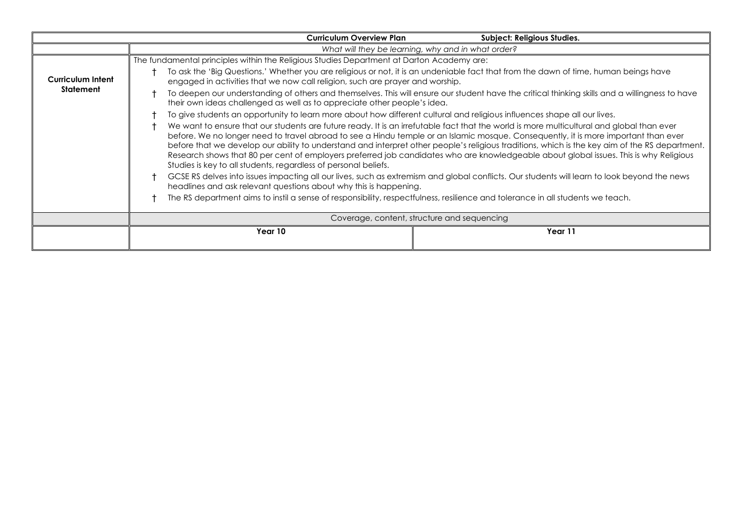| | Curriculum Overview Plan | Subject: Religious Studies. |
|---|---|---|
| | *What will they be learning, why and in what order?* | |
| **Curriculum Intent Statement** | The fundamental principles within the Religious Studies Department at Darton Academy are:<br>† To ask the 'Big Questions.' Whether you are religious or not, it is an undeniable fact that from the dawn of time, human beings have engaged in activities that we now call religion, such are prayer and worship.<br>† To deepen our understanding of others and themselves. This will ensure our student have the critical thinking skills and a willingness to have their own ideas challenged as well as to appreciate other people's idea.<br>† To give students an opportunity to learn more about how different cultural and religious influences shape all our lives.<br>† We want to ensure that our students are future ready. It is an irrefutable fact that the world is more multicultural and global than ever before. We no longer need to travel abroad to see a Hindu temple or an Islamic mosque. Consequently, it is more important than ever before that we develop our ability to understand and interpret other people's religious traditions, which is the key aim of the RS department. Research shows that 80 per cent of employers preferred job candidates who are knowledgeable about global issues. This is why Religious Studies is key to all students, regardless of personal beliefs.<br>† GCSE RS delves into issues impacting all our lives, such as extremism and global conflicts. Our students will learn to look beyond the news headlines and ask relevant questions about why this is happening.<br>† The RS department aims to instil a sense of responsibility, respectfulness, resilience and tolerance in all students we teach. | |
| | Coverage, content, structure and sequencing | |
| | **Year 10** | **Year 11** |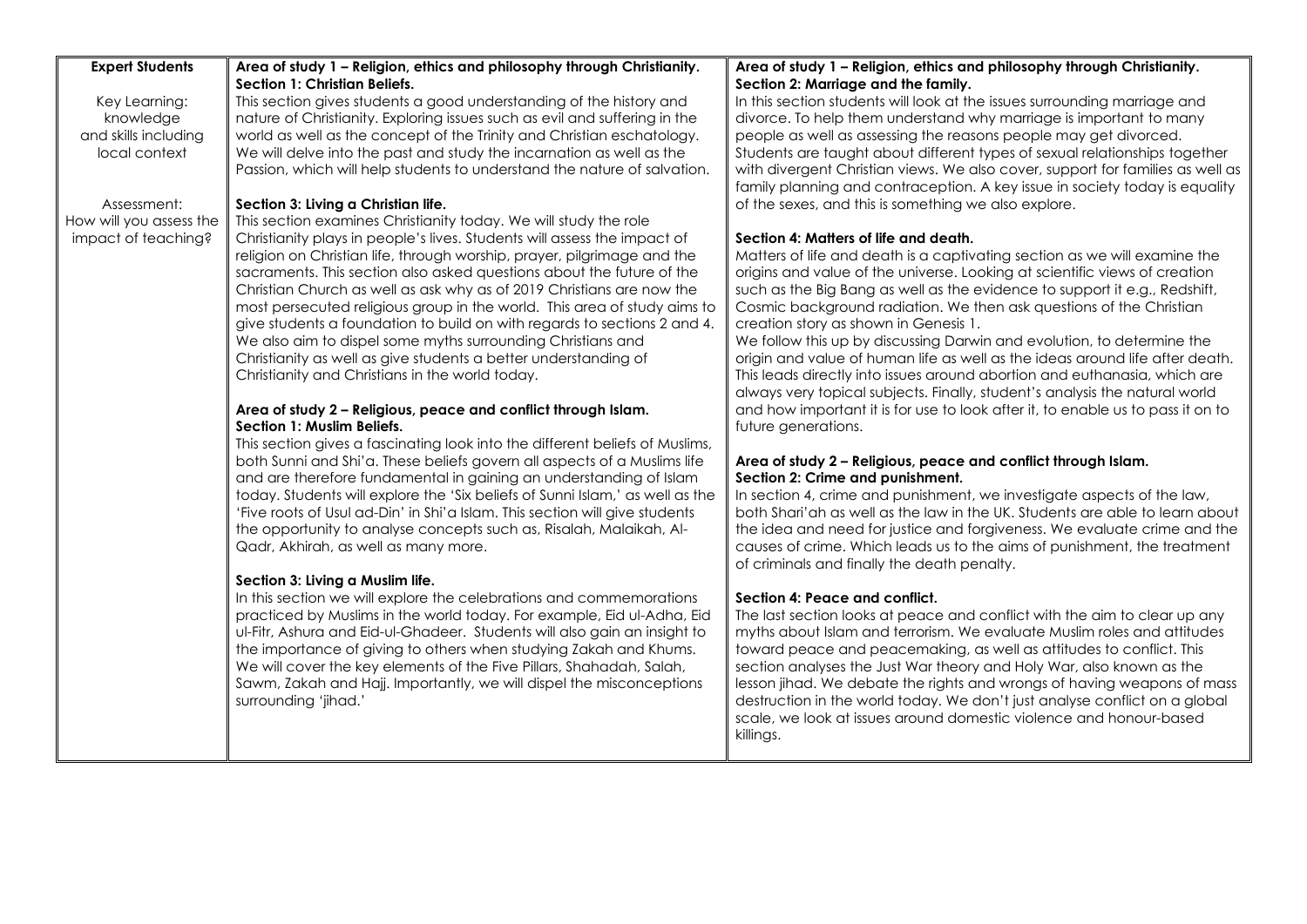| **Expert Students**<br><br>Key Learning: knowledge and skills including local context<br><br>Assessment: How will you assess the impact of teaching? | **Area of study 1 – Religion, ethics and philosophy through Christianity.**<br>**Section 1: Christian Beliefs.**<br>This section gives students a good understanding of the history and nature of Christianity. Exploring issues such as evil and suffering in the world as well as the concept of the Trinity and Christian eschatology. We will delve into the past and study the incarnation as well as the Passion, which will help students to understand the nature of salvation.<br><br>**Section 3: Living a Christian life.**<br>This section examines Christianity today. We will study the role Christianity plays in people's lives. Students will assess the impact of religion on Christian life, through worship, prayer, pilgrimage and the sacraments. This section also asked questions about the future of the Christian Church as well as ask why as of 2019 Christians are now the most persecuted religious group in the world. This area of study aims to give students a foundation to build on with regards to sections 2 and 4. We also aim to dispel some myths surrounding Christians and Christianity as well as give students a better understanding of Christianity and Christians in the world today.<br><br>**Area of study 2 – Religious, peace and conflict through Islam.**<br>**Section 1: Muslim Beliefs.**<br>This section gives a fascinating look into the different beliefs of Muslims, both Sunni and Shi'a. These beliefs govern all aspects of a Muslims life and are therefore fundamental in gaining an understanding of Islam today. Students will explore the 'Six beliefs of Sunni Islam,' as well as the 'Five roots of Usul ad-Din' in Shi'a Islam. This section will give students the opportunity to analyse concepts such as, Risalah, Malaikah, Al-Qadr, Akhirah, as well as many more.<br><br>**Section 3: Living a Muslim life.**<br>In this section we will explore the celebrations and commemorations practiced by Muslims in the world today. For example, Eid ul-Adha, Eid ul-Fitr, Ashura and Eid-ul-Ghadeer. Students will also gain an insight to the importance of giving to others when studying Zakah and Khums. We will cover the key elements of the Five Pillars, Shahadah, Salah, Sawm, Zakah and Hajj. Importantly, we will dispel the misconceptions surrounding 'jihad.' | **Area of study 1 – Religion, ethics and philosophy through Christianity.**<br>**Section 2: Marriage and the family.**<br>In this section students will look at the issues surrounding marriage and divorce. To help them understand why marriage is important to many people as well as assessing the reasons people may get divorced. Students are taught about different types of sexual relationships together with divergent Christian views. We also cover, support for families as well as family planning and contraception. A key issue in society today is equality of the sexes, and this is something we also explore.<br><br>**Section 4: Matters of life and death.**<br>Matters of life and death is a captivating section as we will examine the origins and value of the universe. Looking at scientific views of creation such as the Big Bang as well as the evidence to support it e.g., Redshift, Cosmic background radiation. We then ask questions of the Christian creation story as shown in Genesis 1.<br>We follow this up by discussing Darwin and evolution, to determine the origin and value of human life as well as the ideas around life after death. This leads directly into issues around abortion and euthanasia, which are always very topical subjects. Finally, student's analysis the natural world and how important it is for use to look after it, to enable us to pass it on to future generations.<br><br>**Area of study 2 – Religious, peace and conflict through Islam.**<br>**Section 2: Crime and punishment.**<br>In section 4, crime and punishment, we investigate aspects of the law, both Shari'ah as well as the law in the UK. Students are able to learn about the idea and need for justice and forgiveness. We evaluate crime and the causes of crime. Which leads us to the aims of punishment, the treatment of criminals and finally the death penalty.<br><br>**Section 4: Peace and conflict.**<br>The last section looks at peace and conflict with the aim to clear up any myths about Islam and terrorism. We evaluate Muslim roles and attitudes toward peace and peacemaking, as well as attitudes to conflict. This section analyses the Just War theory and Holy War, also known as the lesson jihad. We debate the rights and wrongs of having weapons of mass destruction in the world today. We don't just analyse conflict on a global scale, we look at issues around domestic violence and honour-based killings. |
|---|---|---|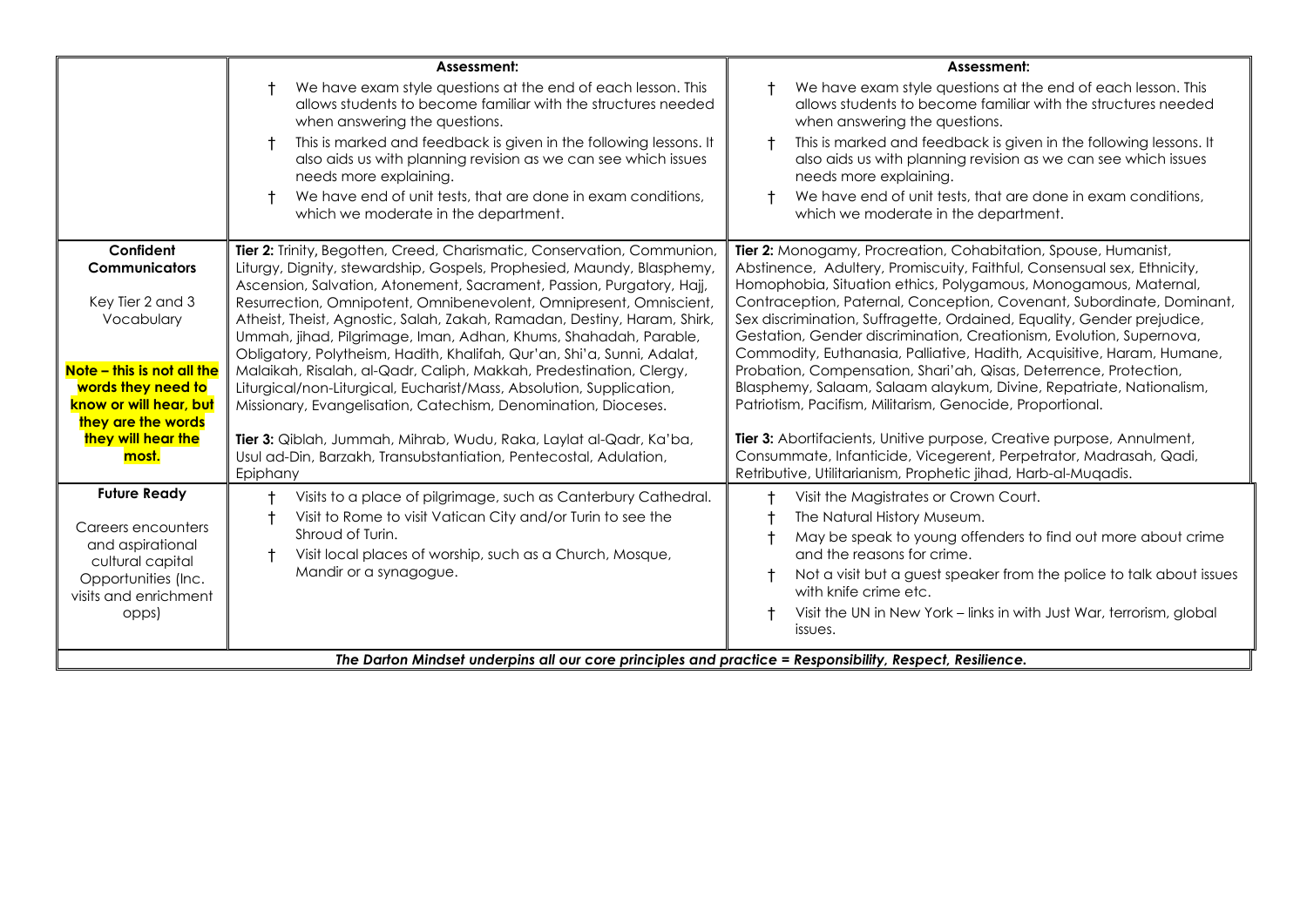| | | |
|---|---|---|
| | **Assessment:**<br>† We have exam style questions at the end of each lesson. This allows students to become familiar with the structures needed when answering the questions.<br>† This is marked and feedback is given in the following lessons. It also aids us with planning revision as we can see which issues needs more explaining.<br>† We have end of unit tests, that are done in exam conditions, which we moderate in the department. | **Assessment:**<br>† We have exam style questions at the end of each lesson. This allows students to become familiar with the structures needed when answering the questions.<br>† This is marked and feedback is given in the following lessons. It also aids us with planning revision as we can see which issues needs more explaining.<br>† We have end of unit tests, that are done in exam conditions, which we moderate in the department. |
| **Confident Communicators**<br><br>Key Tier 2 and 3 Vocabulary<br><br>**Note – this is not all the words they need to know or will hear, but they are the words they will hear the most.** | **Tier 2:** Trinity, Begotten, Creed, Charismatic, Conservation, Communion, Liturgy, Dignity, stewardship, Gospels, Prophesied, Maundy, Blasphemy, Ascension, Salvation, Atonement, Sacrament, Passion, Purgatory, Hajj, Resurrection, Omnipotent, Omnibenevolent, Omnipresent, Omniscient, Atheist, Theist, Agnostic, Salah, Zakah, Ramadan, Destiny, Haram, Shirk, Ummah, jihad, Pilgrimage, Iman, Adhan, Khums, Shahadah, Parable, Obligatory, Polytheism, Hadith, Khalifah, Qur'an, Shi'a, Sunni, Adalat, Malaikah, Risalah, al-Qadr, Caliph, Makkah, Predestination, Clergy, Liturgical/non-Liturgical, Eucharist/Mass, Absolution, Supplication, Missionary, Evangelisation, Catechism, Denomination, Dioceses.<br><br>**Tier 3:** Qiblah, Jummah, Mihrab, Wudu, Raka, Laylat al-Qadr, Ka'ba, Usul ad-Din, Barzakh, Transubstantiation, Pentecostal, Adulation, Epiphany | **Tier 2:** Monogamy, Procreation, Cohabitation, Spouse, Humanist, Abstinence, Adultery, Promiscuity, Faithful, Consensual sex, Ethnicity, Homophobia, Situation ethics, Polygamous, Monogamous, Maternal, Contraception, Paternal, Conception, Covenant, Subordinate, Dominant, Sex discrimination, Suffragette, Ordained, Equality, Gender prejudice, Gestation, Gender discrimination, Creationism, Evolution, Supernova, Commodity, Euthanasia, Palliative, Hadith, Acquisitive, Haram, Humane, Probation, Compensation, Shari'ah, Qisas, Deterrence, Protection, Blasphemy, Salaam, Salaam alaykum, Divine, Repatriate, Nationalism, Patriotism, Pacifism, Militarism, Genocide, Proportional.<br><br>**Tier 3:** Abortifacients, Unitive purpose, Creative purpose, Annulment, Consummate, Infanticide, Vicegerent, Perpetrator, Madrasah, Qadi, Retributive, Utilitarianism, Prophetic jihad, Harb-al-Muqadis. |
| **Future Ready**<br><br>Careers encounters and aspirational cultural capital Opportunities (Inc. visits and enrichment opps) | † Visits to a place of pilgrimage, such as Canterbury Cathedral.<br>† Visit to Rome to visit Vatican City and/or Turin to see the Shroud of Turin.<br>† Visit local places of worship, such as a Church, Mosque, Mandir or a synagogue. | † Visit the Magistrates or Crown Court.<br>† The Natural History Museum.<br>† May be speak to young offenders to find out more about crime and the reasons for crime.<br>† Not a visit but a guest speaker from the police to talk about issues with knife crime etc.<br>† Visit the UN in New York – links in with Just War, terrorism, global issues. |

***The Darton Mindset underpins all our core principles and practice = Responsibility, Respect, Resilience.***